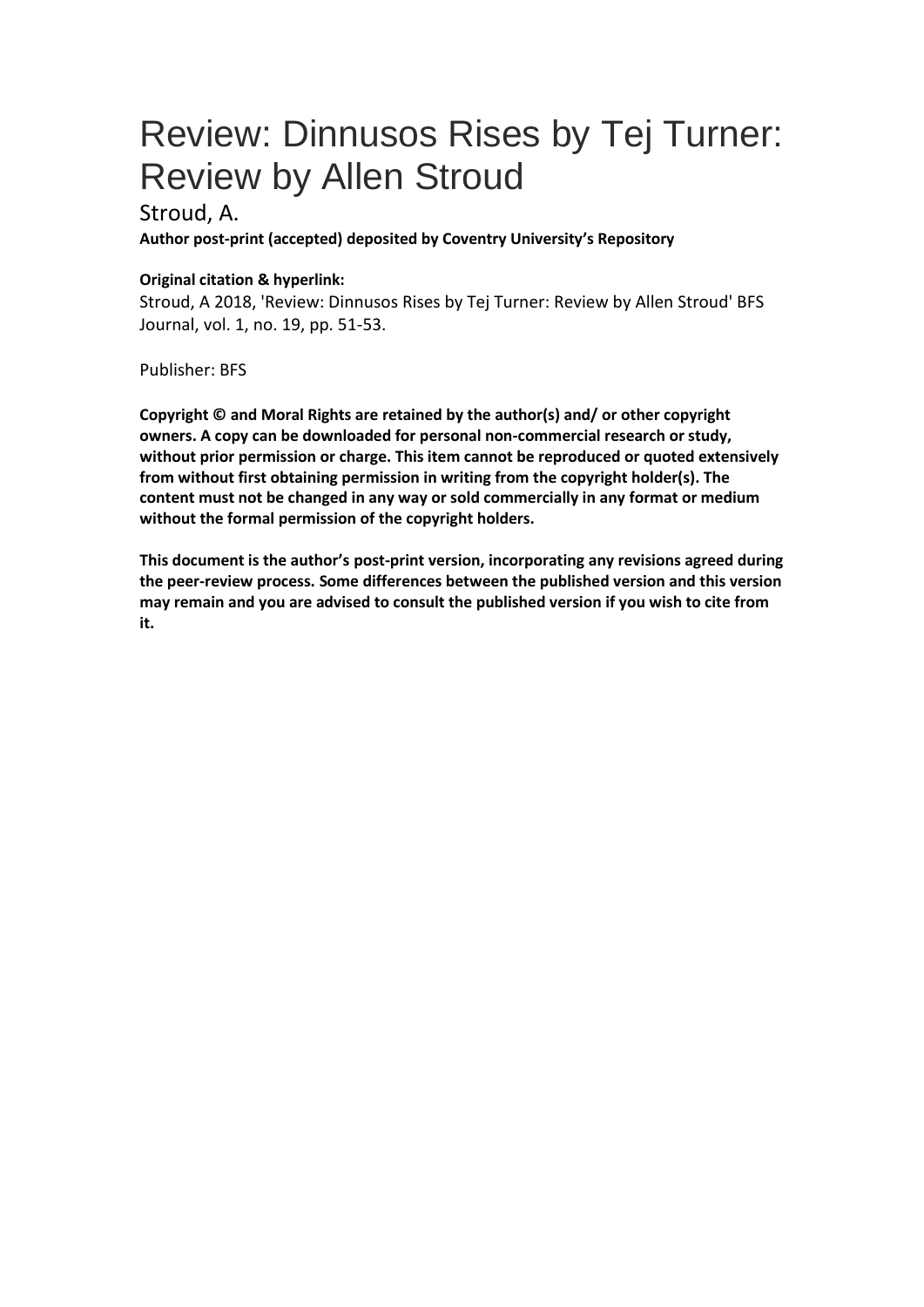# Review: Dinnusos Rises by Tej Turner: Review by Allen Stroud

Stroud, A.

**Author post-print (accepted) deposited by Coventry University's Repository**

**Original citation & hyperlink:**

Stroud, A 2018, 'Review: Dinnusos Rises by Tej Turner: Review by Allen Stroud' BFS Journal, vol. 1, no. 19, pp. 51-53.

Publisher: BFS

**Copyright © and Moral Rights are retained by the author(s) and/ or other copyright owners. A copy can be downloaded for personal non-commercial research or study, without prior permission or charge. This item cannot be reproduced or quoted extensively from without first obtaining permission in writing from the copyright holder(s). The content must not be changed in any way or sold commercially in any format or medium without the formal permission of the copyright holders.**

**This document is the author's post-print version, incorporating any revisions agreed during the peer-review process. Some differences between the published version and this version may remain and you are advised to consult the published version if you wish to cite from it.**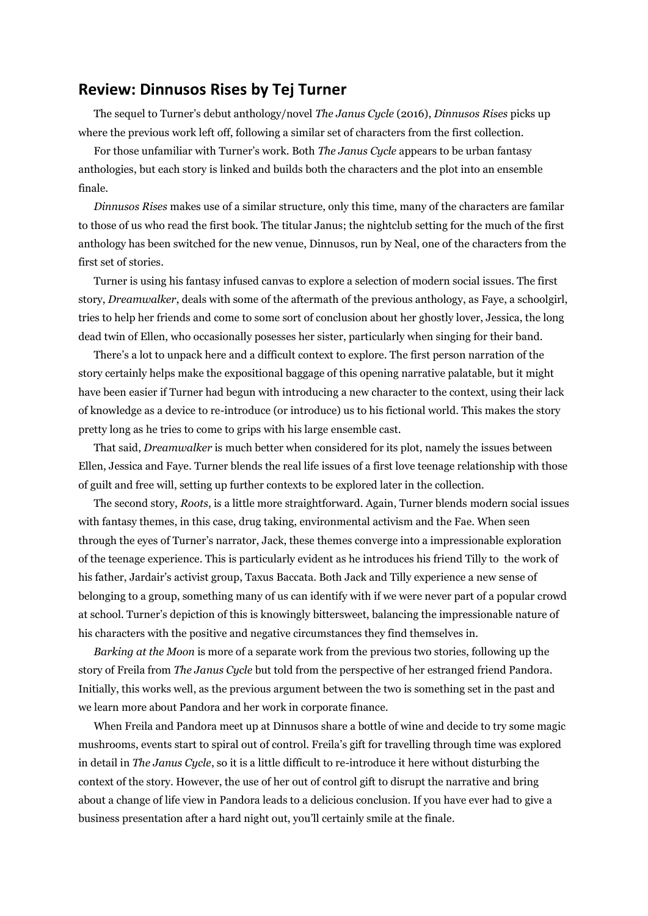## Review: Dinnusos Rises by Tej Turner

The sequel to Turner's debut anthology/novel *The Janus Cycle* (2016), *Dinnusos Rises* picks up where the previous work left off, following a similar set of characters from the first collection.

For those unfamiliar with Turner's work. Both *The Janus Cycle* appears to be urban fantasy anthologies, but each story is linked and builds both the characters and the plot into an ensemble finale.

*Dinnusos Rises* makes use of a similar structure, only this time, many of the characters are familar to those of us who read the first book. The titular Janus; the nightclub setting for the much of the first anthology has been switched for the new venue, Dinnusos, run by Neal, one of the characters from the first set of stories.

Turner is using his fantasy infused canvas to explore a selection of modern social issues. The first story, *Dreamwalker*, deals with some of the aftermath of the previous anthology, as Faye, a schoolgirl, tries to help her friends and come to some sort of conclusion about her ghostly lover, Jessica, the long dead twin of Ellen, who occasionally posesses her sister, particularly when singing for their band.

There's a lot to unpack here and a difficult context to explore. The first person narration of the story certainly helps make the expositional baggage of this opening narrative palatable, but it might have been easier if Turner had begun with introducing a new character to the context, using their lack of knowledge as a device to re-introduce (or introduce) us to his fictional world. This makes the story pretty long as he tries to come to grips with his large ensemble cast.

That said, *Dreamwalker* is much better when considered for its plot, namely the issues between Ellen, Jessica and Faye. Turner blends the real life issues of a first love teenage relationship with those of guilt and free will, setting up further contexts to be explored later in the collection.

The second story, *Roots*, is a little more straightforward. Again, Turner blends modern social issues with fantasy themes, in this case, drug taking, environmental activism and the Fae. When seen through the eyes of Turner's narrator, Jack, these themes converge into a impressionable exploration of the teenage experience. This is particularly evident as he introduces his friend Tilly to the work of his father, Jardair's activist group, Taxus Baccata. Both Jack and Tilly experience a new sense of belonging to a group, something many of us can identify with if we were never part of a popular crowd at school. Turner's depiction of this is knowingly bittersweet, balancing the impressionable nature of his characters with the positive and negative circumstances they find themselves in.

*Barking at the Moon* is more of a separate work from the previous two stories, following up the story of Freila from *The Janus Cycle* but told from the perspective of her estranged friend Pandora. Initially, this works well, as the previous argument between the two is something set in the past and we learn more about Pandora and her work in corporate finance.

When Freila and Pandora meet up at Dinnusos share a bottle of wine and decide to try some magic mushrooms, events start to spiral out of control. Freila's gift for travelling through time was explored in detail in *The Janus Cycle*, so it is a little difficult to re-introduce it here without disturbing the context of the story. However, the use of her out of control gift to disrupt the narrative and bring about a change of life view in Pandora leads to a delicious conclusion. If you have ever had to give a business presentation after a hard night out, you'll certainly smile at the finale.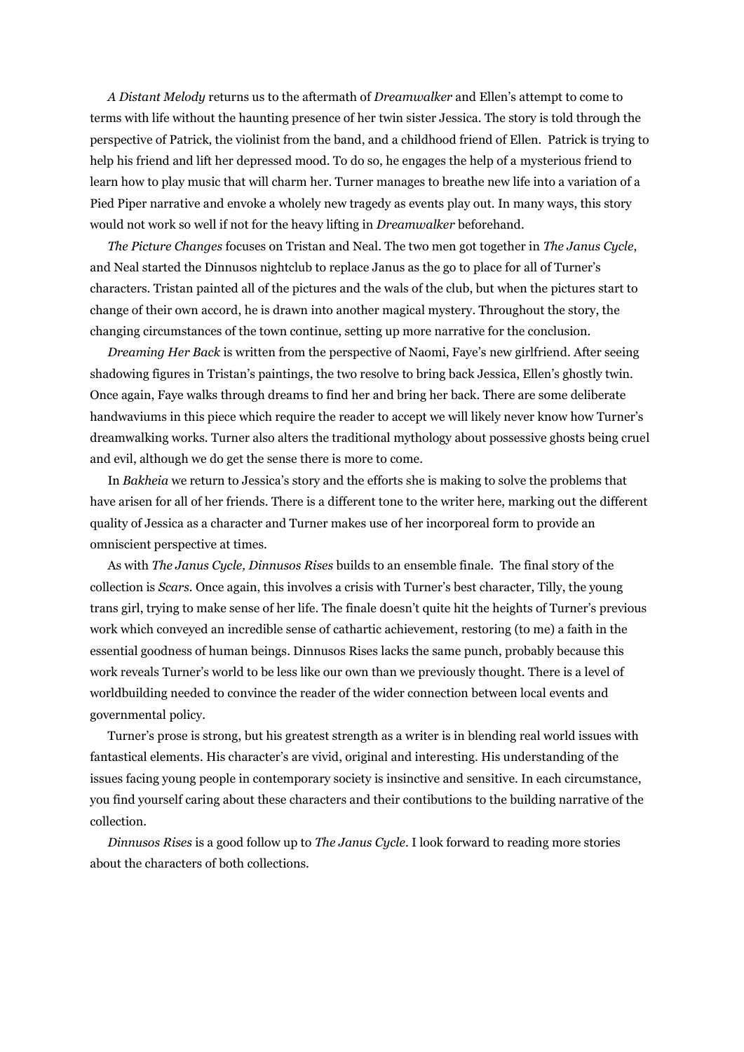*A Distant Melody* returns us to the aftermath of *Dreamwalker* and Ellen's attempt to come to terms with life without the haunting presence of her twin sister Jessica. The story is told through the perspective of Patrick, the violinist from the band, and a childhood friend of Ellen. Patrick is trying to help his friend and lift her depressed mood. To do so, he engages the help of a mysterious friend to learn how to play music that will charm her. Turner manages to breathe new life into a variation of a Pied Piper narrative and envoke a wholely new tragedy as events play out. In many ways, this story would not work so well if not for the heavy lifting in *Dreamwalker* beforehand.

*The Picture Changes* focuses on Tristan and Neal. The two men got together in *The Janus Cycle*, and Neal started the Dinnusos nightclub to replace Janus as the go to place for all of Turner's characters. Tristan painted all of the pictures and the wals of the club, but when the pictures start to change of their own accord, he is drawn into another magical mystery. Throughout the story, the changing circumstances of the town continue, setting up more narrative for the conclusion.

*Dreaming Her Back* is written from the perspective of Naomi, Faye's new girlfriend. After seeing shadowing figures in Tristan's paintings, the two resolve to bring back Jessica, Ellen's ghostly twin. Once again, Faye walks through dreams to find her and bring her back. There are some deliberate handwaviums in this piece which require the reader to accept we will likely never know how Turner's dreamwalking works. Turner also alters the traditional mythology about possessive ghosts being cruel and evil, although we do get the sense there is more to come.

In *Bakheia* we return to Jessica's story and the efforts she is making to solve the problems that have arisen for all of her friends. There is a different tone to the writer here, marking out the different quality of Jessica as a character and Turner makes use of her incorporeal form to provide an omniscient perspective at times.

As with *The Janus Cycle, Dinnusos Rises* builds to an ensemble finale. The final story of the collection is *Scars.* Once again, this involves a crisis with Turner's best character, Tilly, the young trans girl, trying to make sense of her life. The finale doesn't quite hit the heights of Turner's previous work which conveyed an incredible sense of cathartic achievement, restoring (to me) a faith in the essential goodness of human beings. Dinnusos Rises lacks the same punch, probably because this work reveals Turner's world to be less like our own than we previously thought. There is a level of worldbuilding needed to convince the reader of the wider connection between local events and governmental policy.

Turner's prose is strong, but his greatest strength as a writer is in blending real world issues with fantastical elements. His character's are vivid, original and interesting. His understanding of the issues facing young people in contemporary society is insinctive and sensitive. In each circumstance, you find yourself caring about these characters and their contibutions to the building narrative of the collection.

*Dinnusos Rises* is a good follow up to *The Janus Cycle*. I look forward to reading more stories about the characters of both collections.